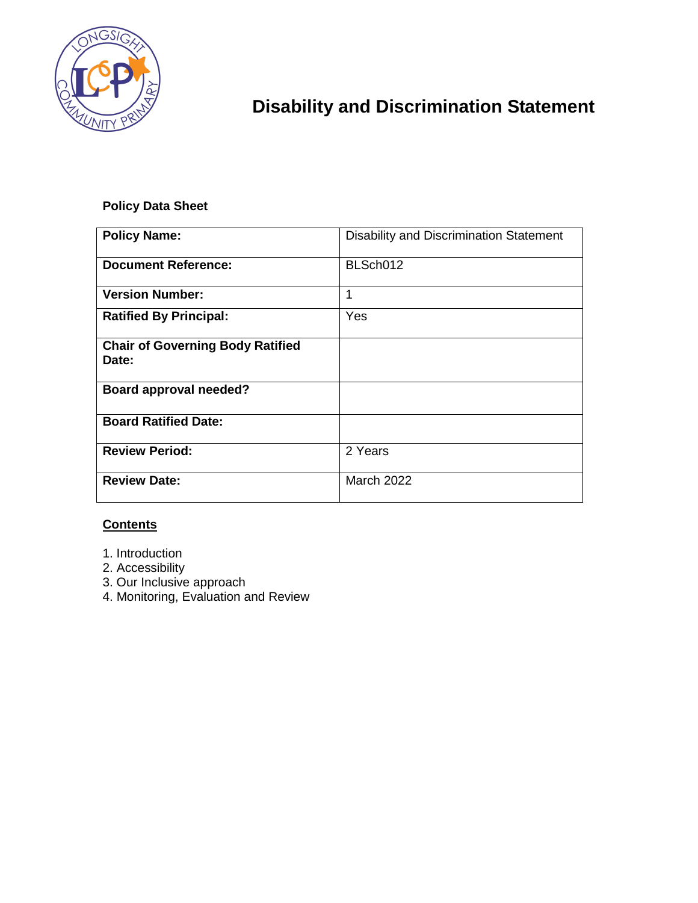# Disability and Discrimination Statement

**Policy Data Sheet**

| **Policy Name:** | Disability and Discrimination Statement |
|---|---|
| **Document Reference:** | BLSch012 |
| **Version Number:** | 1 |
| **Ratified By Principal:** | Yes |
| **Chair of Governing Body Ratified Date:** | |
| **Board approval needed?** | |
| **Board Ratified Date:** | |
| **Review Period:** | 2 Years |
| **Review Date:** | March 2022 |

**Contents**

1. Introduction
2. Accessibility
3. Our Inclusive approach
4. Monitoring, Evaluation and Review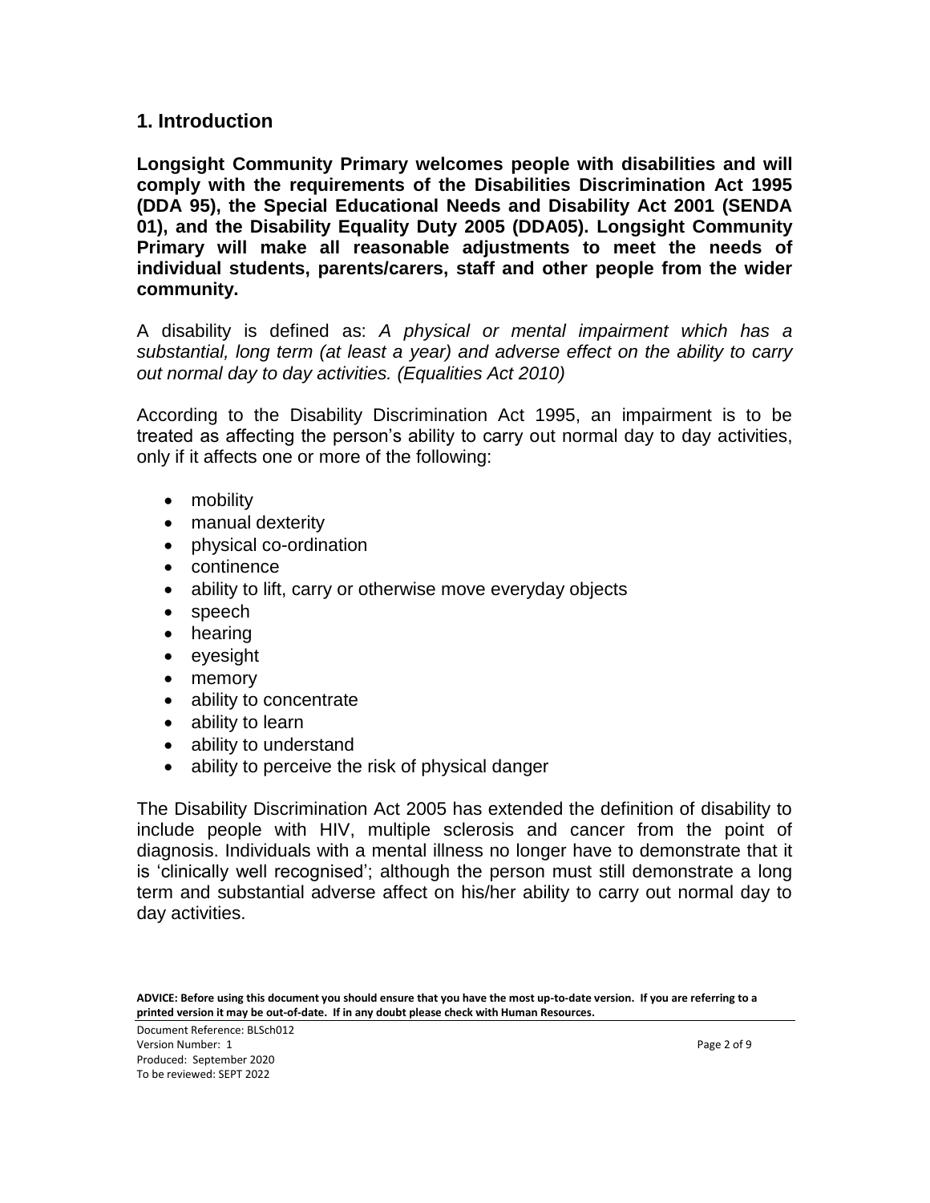## 1. Introduction

**Longsight Community Primary welcomes people with disabilities and will comply with the requirements of the Disabilities Discrimination Act 1995 (DDA 95), the Special Educational Needs and Disability Act 2001 (SENDA 01), and the Disability Equality Duty 2005 (DDA05). Longsight Community Primary will make all reasonable adjustments to meet the needs of individual students, parents/carers, staff and other people from the wider community.**

A disability is defined as: *A physical or mental impairment which has a substantial, long term (at least a year) and adverse effect on the ability to carry out normal day to day activities. (Equalities Act 2010)*

According to the Disability Discrimination Act 1995, an impairment is to be treated as affecting the person's ability to carry out normal day to day activities, only if it affects one or more of the following:

- mobility
- manual dexterity
- physical co-ordination
- continence
- ability to lift, carry or otherwise move everyday objects
- speech
- hearing
- eyesight
- memory
- ability to concentrate
- ability to learn
- ability to understand
- ability to perceive the risk of physical danger

The Disability Discrimination Act 2005 has extended the definition of disability to include people with HIV, multiple sclerosis and cancer from the point of diagnosis. Individuals with a mental illness no longer have to demonstrate that it is 'clinically well recognised'; although the person must still demonstrate a long term and substantial adverse affect on his/her ability to carry out normal day to day activities.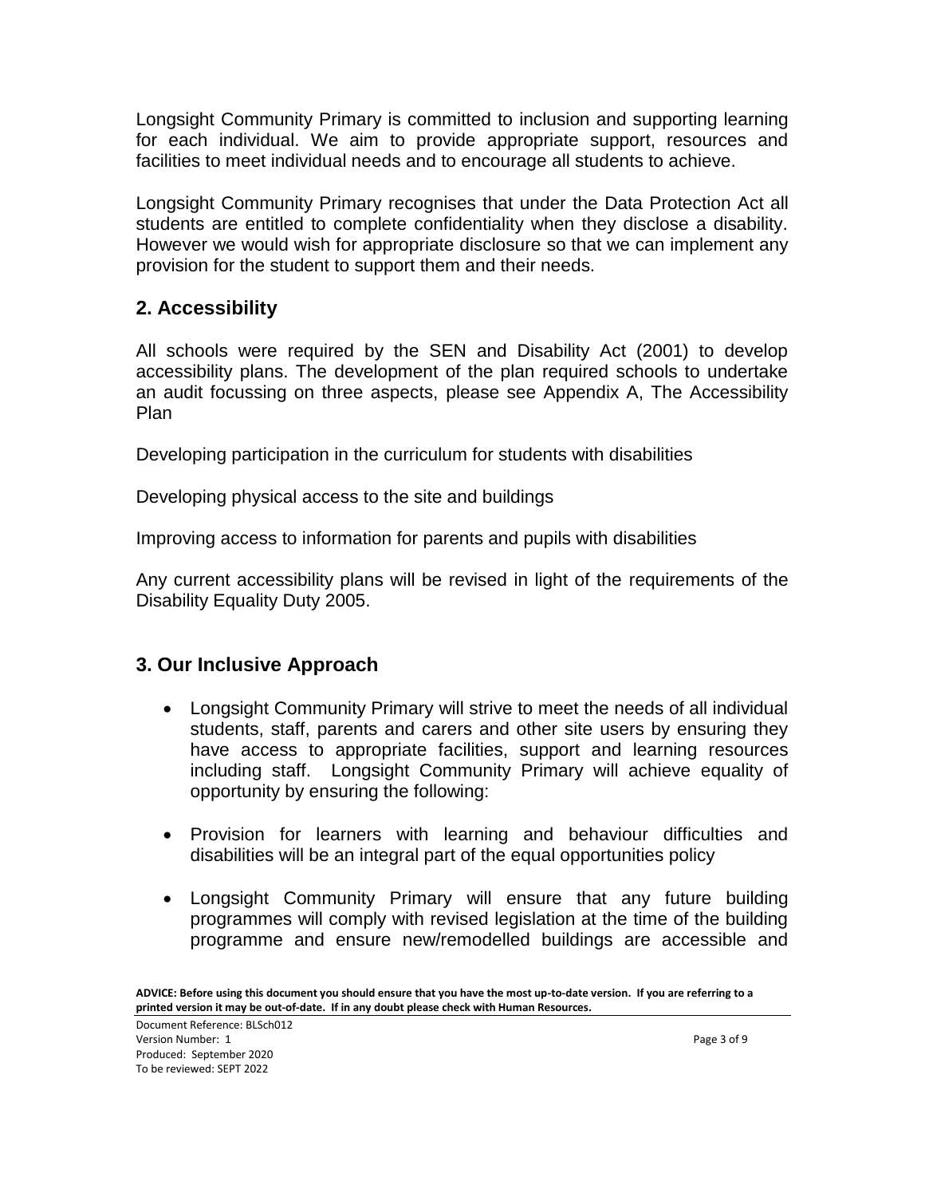Longsight Community Primary is committed to inclusion and supporting learning for each individual. We aim to provide appropriate support, resources and facilities to meet individual needs and to encourage all students to achieve.

Longsight Community Primary recognises that under the Data Protection Act all students are entitled to complete confidentiality when they disclose a disability. However we would wish for appropriate disclosure so that we can implement any provision for the student to support them and their needs.

## 2. Accessibility

All schools were required by the SEN and Disability Act (2001) to develop accessibility plans. The development of the plan required schools to undertake an audit focussing on three aspects, please see Appendix A, The Accessibility Plan

Developing participation in the curriculum for students with disabilities

Developing physical access to the site and buildings

Improving access to information for parents and pupils with disabilities

Any current accessibility plans will be revised in light of the requirements of the Disability Equality Duty 2005.

## 3. Our Inclusive Approach

- Longsight Community Primary will strive to meet the needs of all individual students, staff, parents and carers and other site users by ensuring they have access to appropriate facilities, support and learning resources including staff. Longsight Community Primary will achieve equality of opportunity by ensuring the following:

- Provision for learners with learning and behaviour difficulties and disabilities will be an integral part of the equal opportunities policy

- Longsight Community Primary will ensure that any future building programmes will comply with revised legislation at the time of the building programme and ensure new/remodelled buildings are accessible and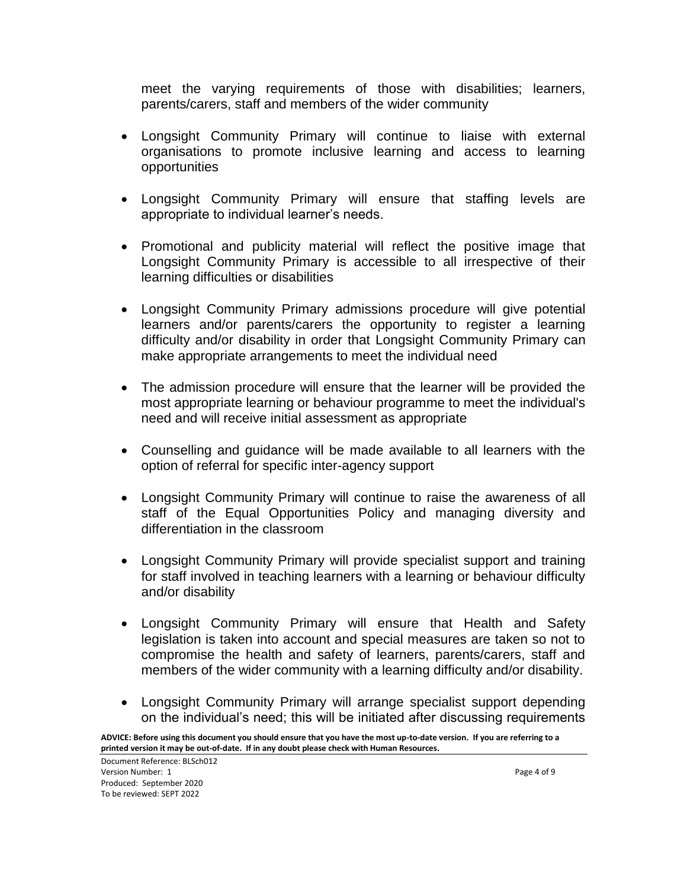meet the varying requirements of those with disabilities; learners, parents/carers, staff and members of the wider community

- Longsight Community Primary will continue to liaise with external organisations to promote inclusive learning and access to learning opportunities
- Longsight Community Primary will ensure that staffing levels are appropriate to individual learner's needs.
- Promotional and publicity material will reflect the positive image that Longsight Community Primary is accessible to all irrespective of their learning difficulties or disabilities
- Longsight Community Primary admissions procedure will give potential learners and/or parents/carers the opportunity to register a learning difficulty and/or disability in order that Longsight Community Primary can make appropriate arrangements to meet the individual need
- The admission procedure will ensure that the learner will be provided the most appropriate learning or behaviour programme to meet the individual's need and will receive initial assessment as appropriate
- Counselling and guidance will be made available to all learners with the option of referral for specific inter-agency support
- Longsight Community Primary will continue to raise the awareness of all staff of the Equal Opportunities Policy and managing diversity and differentiation in the classroom
- Longsight Community Primary will provide specialist support and training for staff involved in teaching learners with a learning or behaviour difficulty and/or disability
- Longsight Community Primary will ensure that Health and Safety legislation is taken into account and special measures are taken so not to compromise the health and safety of learners, parents/carers, staff and members of the wider community with a learning difficulty and/or disability.
- Longsight Community Primary will arrange specialist support depending on the individual's need; this will be initiated after discussing requirements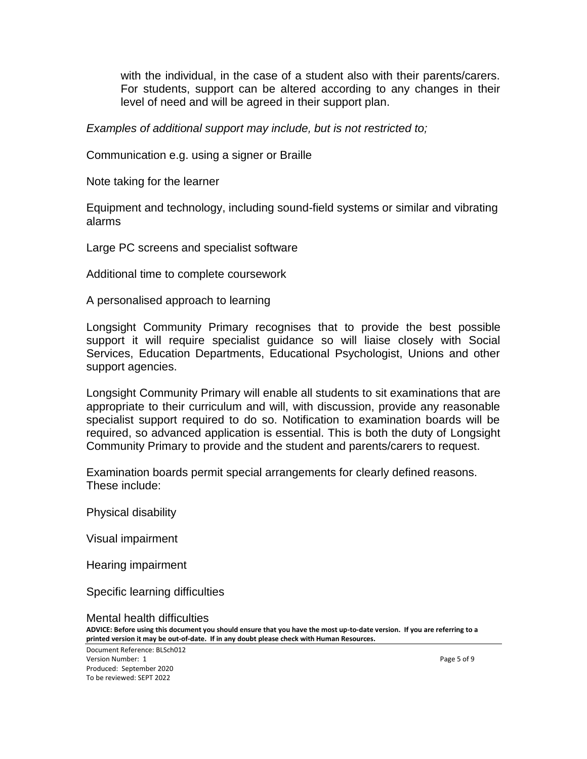with the individual, in the case of a student also with their parents/carers. For students, support can be altered according to any changes in their level of need and will be agreed in their support plan.

*Examples of additional support may include, but is not restricted to;*

Communication e.g. using a signer or Braille

Note taking for the learner

Equipment and technology, including sound-field systems or similar and vibrating alarms

Large PC screens and specialist software

Additional time to complete coursework

A personalised approach to learning

Longsight Community Primary recognises that to provide the best possible support it will require specialist guidance so will liaise closely with Social Services, Education Departments, Educational Psychologist, Unions and other support agencies.

Longsight Community Primary will enable all students to sit examinations that are appropriate to their curriculum and will, with discussion, provide any reasonable specialist support required to do so. Notification to examination boards will be required, so advanced application is essential. This is both the duty of Longsight Community Primary to provide and the student and parents/carers to request.

Examination boards permit special arrangements for clearly defined reasons. These include:

Physical disability

Visual impairment

Hearing impairment

Specific learning difficulties

Mental health difficulties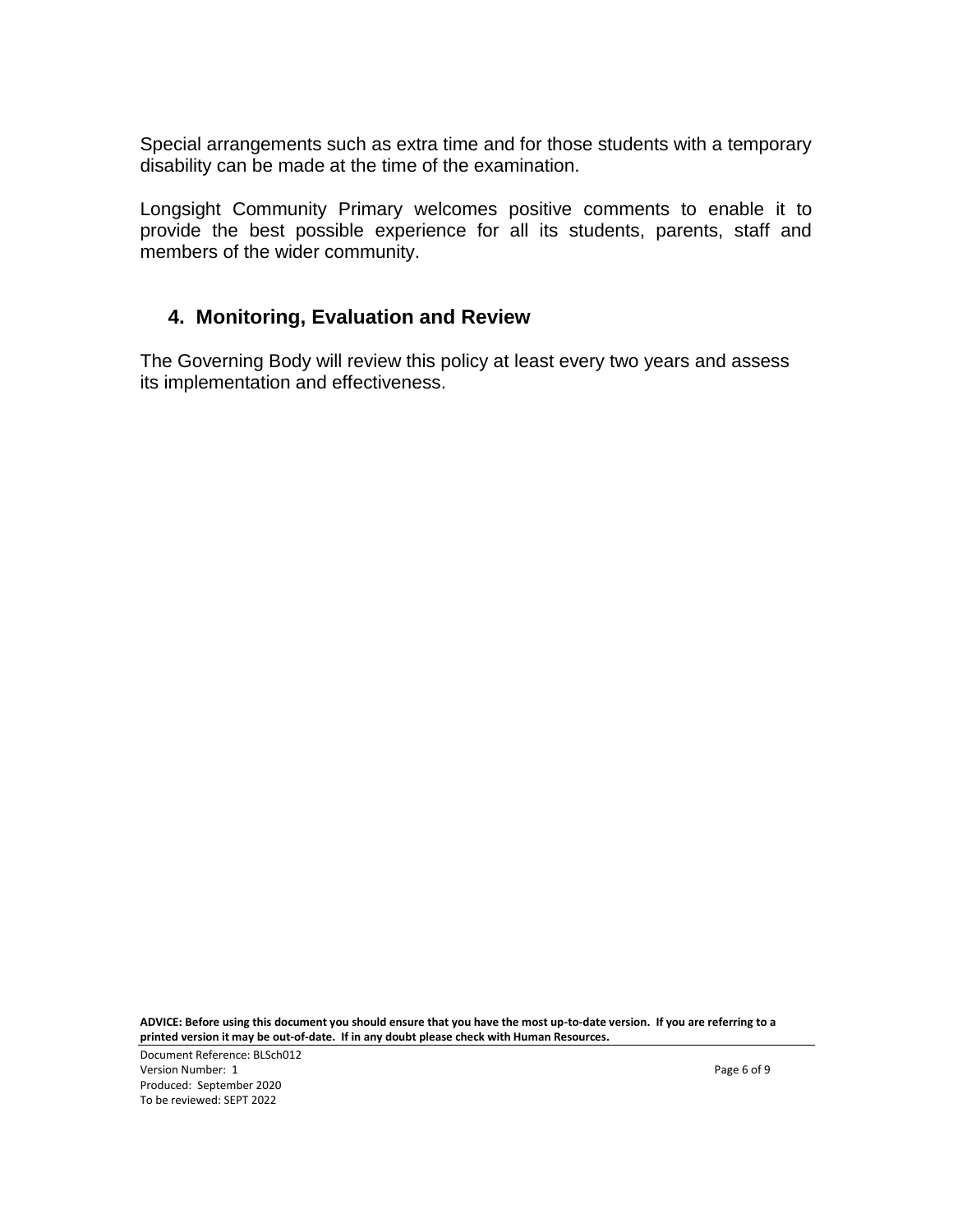Special arrangements such as extra time and for those students with a temporary disability can be made at the time of the examination.

Longsight Community Primary welcomes positive comments to enable it to provide the best possible experience for all its students, parents, staff and members of the wider community.

## 4. Monitoring, Evaluation and Review

The Governing Body will review this policy at least every two years and assess its implementation and effectiveness.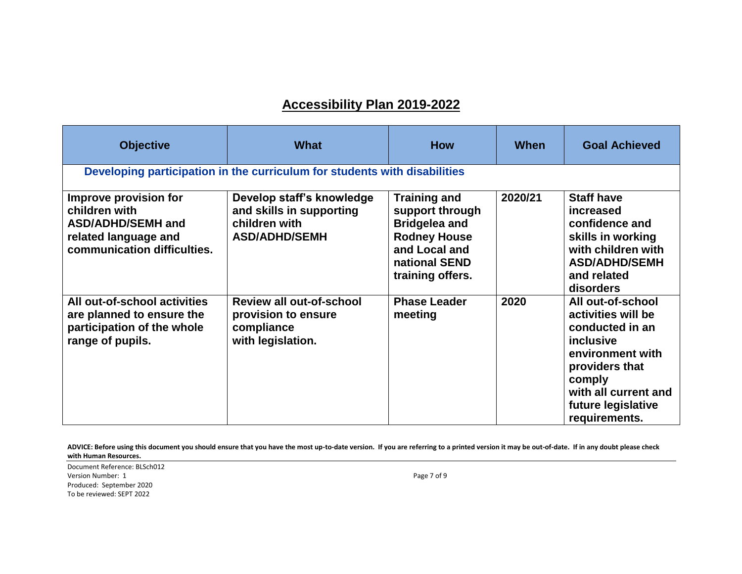## Accessibility Plan 2019-2022

| Objective | What | How | When | Goal Achieved |
|---|---|---|---|---|
| **Developing participation in the curriculum for students with disabilities** | | | | |
| Improve provision for children with ASD/ADHD/SEMH and related language and communication difficulties. | Develop staff's knowledge and skills in supporting children with ASD/ADHD/SEMH | Training and support through Bridgelea and Rodney House and Local and national SEND training offers. | 2020/21 | Staff have increased confidence and skills in working with children with ASD/ADHD/SEMH and related disorders |
| All out-of-school activities are planned to ensure the participation of the whole range of pupils. | Review all out-of-school provision to ensure compliance with legislation. | Phase Leader meeting | 2020 | All out-of-school activities will be conducted in an inclusive environment with providers that comply with all current and future legislative requirements. |

**ADVICE: Before using this document you should ensure that you have the most up-to-date version. If you are referring to a printed version it may be out-of-date. If in any doubt please check with Human Resources.**

Document Reference: BLSch012
Version Number: 1
Produced: September 2020
To be reviewed: SEPT 2022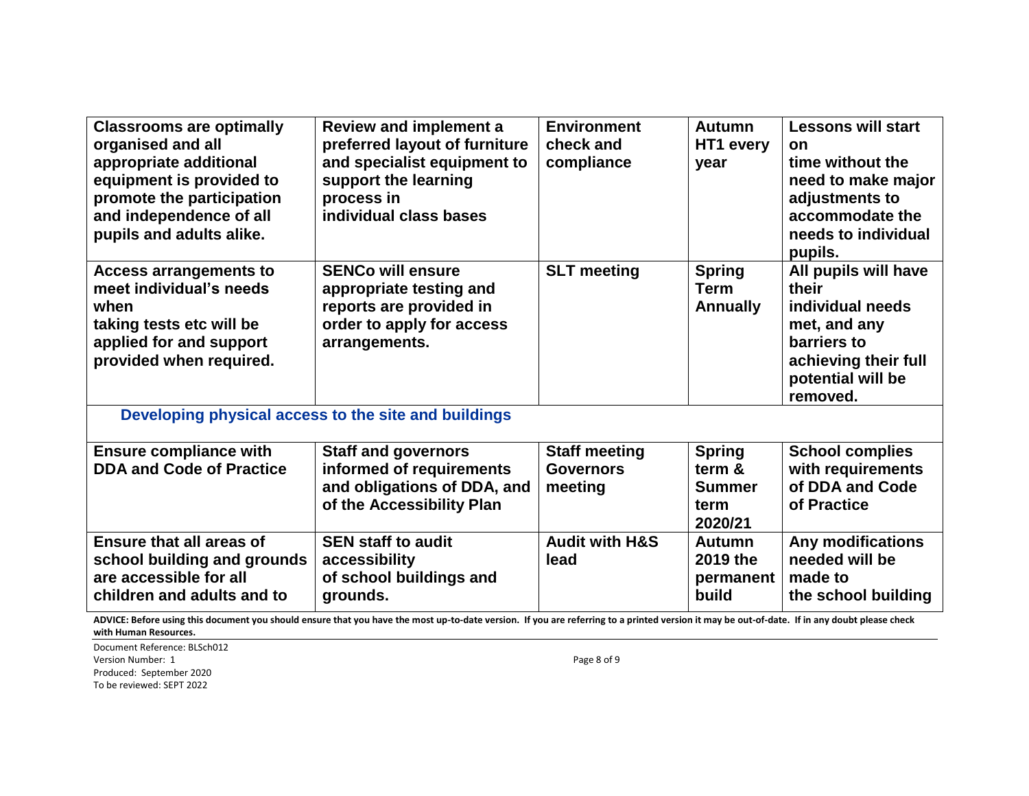| | | | | |
|---|---|---|---|---|
| **Classrooms are optimally organised and all appropriate additional equipment is provided to promote the participation and independence of all pupils and adults alike.** | **Review and implement a preferred layout of furniture and specialist equipment to support the learning process in individual class bases** | **Environment check and compliance** | **Autumn HT1 every year** | **Lessons will start on time without the need to make major adjustments to accommodate the needs to individual pupils.** |
| **Access arrangements to meet individual's needs when taking tests etc will be applied for and support provided when required.** | **SENCo will ensure appropriate testing and reports are provided in order to apply for access arrangements.** | **SLT meeting** | **Spring Term Annually** | **All pupils will have their individual needs met, and any barriers to achieving their full potential will be removed.** |

### Developing physical access to the site and buildings

| | | | | |
|---|---|---|---|---|
| **Ensure compliance with DDA and Code of Practice** | **Staff and governors informed of requirements and obligations of DDA, and of the Accessibility Plan** | **Staff meeting Governors meeting** | **Spring term & Summer term 2020/21** | **School complies with requirements of DDA and Code of Practice** |
| **Ensure that all areas of school building and grounds are accessible for all children and adults and to** | **SEN staff to audit accessibility of school buildings and grounds.** | **Audit with H&S lead** | **Autumn 2019 the permanent build** | **Any modifications needed will be made to the school building** |

**ADVICE: Before using this document you should ensure that you have the most up-to-date version. If you are referring to a printed version it may be out-of-date. If in any doubt please check with Human Resources.**

Document Reference: BLSch012
Version Number: 1
Produced: September 2020
To be reviewed: SEPT 2022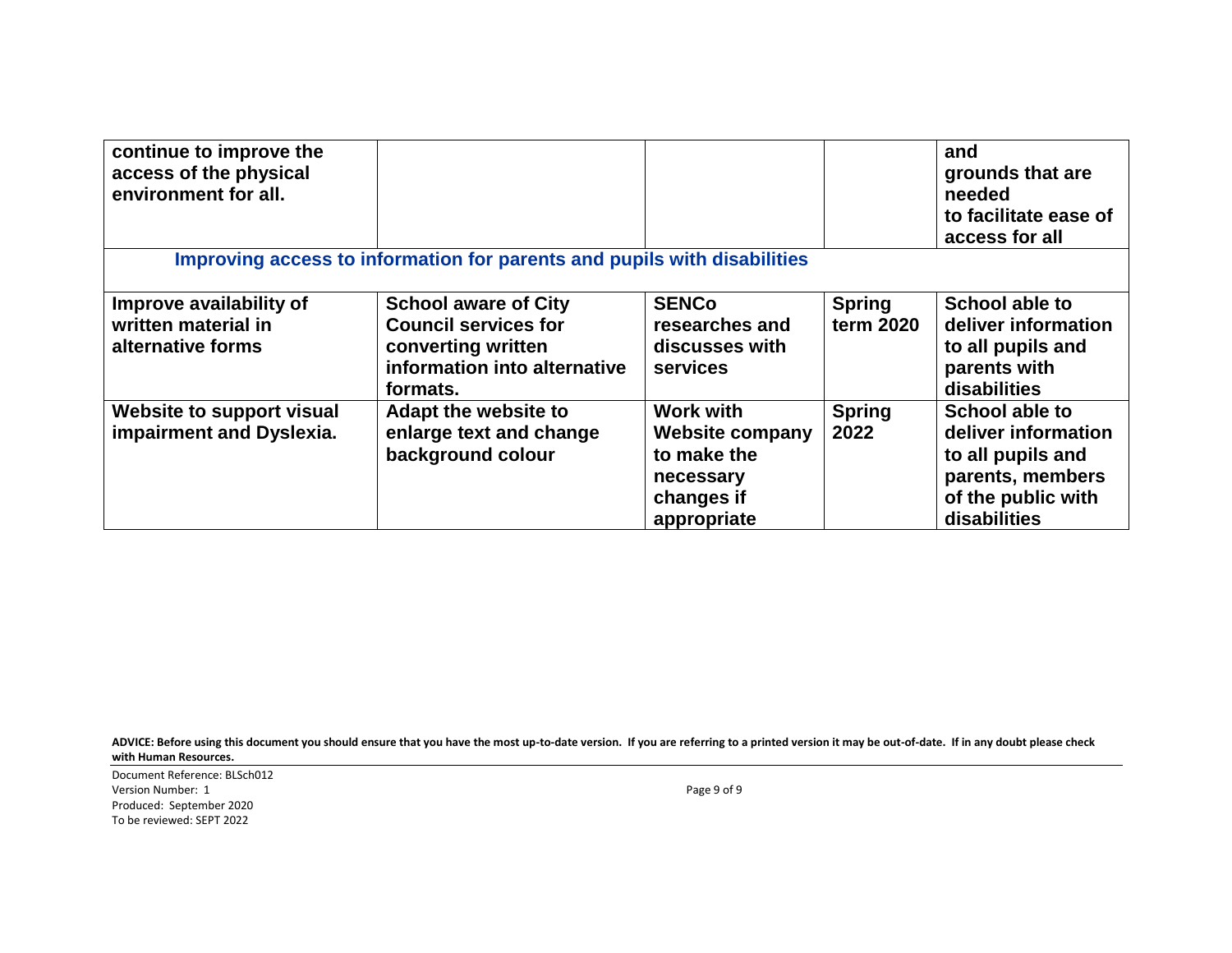| | | | | |
|---|---|---|---|---|
| **continue to improve the access of the physical environment for all.** | | | | **and grounds that are needed to facilitate ease of access for all** |

### Improving access to information for parents and pupils with disabilities

| | | | | |
|---|---|---|---|---|
| **Improve availability of written material in alternative forms** | **School aware of City Council services for converting written information into alternative formats.** | **SENCo researches and discusses with services** | **Spring term 2020** | **School able to deliver information to all pupils and parents with disabilities** |
| **Website to support visual impairment and Dyslexia.** | **Adapt the website to enlarge text and change background colour** | **Work with Website company to make the necessary changes if appropriate** | **Spring 2022** | **School able to deliver information to all pupils and parents, members of the public with disabilities** |

**ADVICE: Before using this document you should ensure that you have the most up-to-date version. If you are referring to a printed version it may be out-of-date. If in any doubt please check with Human Resources.**

Document Reference: BLSch012
Version Number: 1
Produced: September 2020
To be reviewed: SEPT 2022